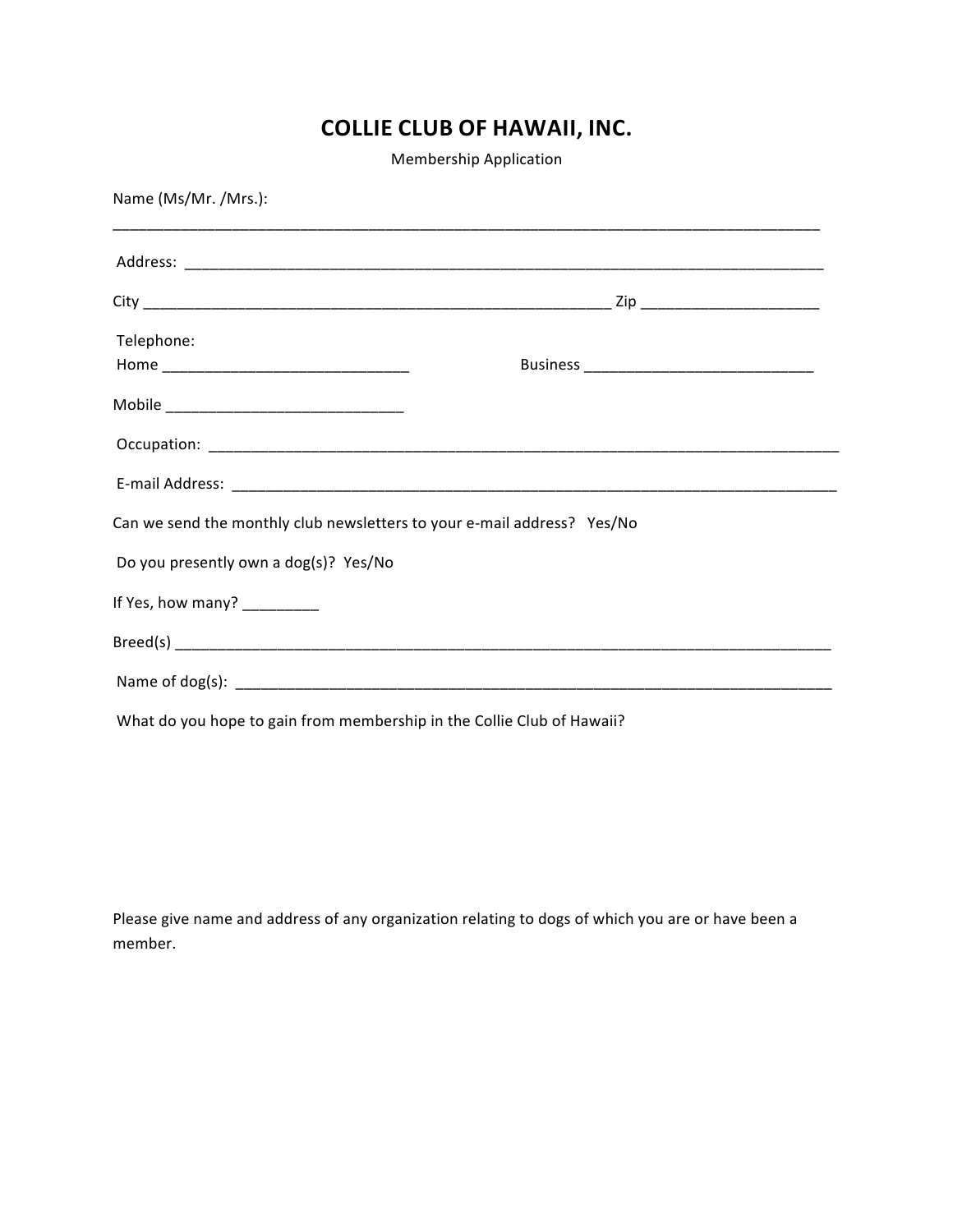# COLLIE CLUB OF HAWAII, INC.

Membership Application

Name (Ms/Mr. /Mrs.):

______________________________________________________________________________

Address: ______________________________________________________________________

City ___________________________________________________ Zip ___________________

Telephone:

Home ___________________________ Business _________________________

Mobile __________________________

Occupation: ____________________________________________________________________

E-mail Address: _________________________________________________________________

Can we send the monthly club newsletters to your e-mail address? Yes/No

Do you presently own a dog(s)? Yes/No

If Yes, how many? ________

Breed(s) _______________________________________________________________________

Name of dog(s): _________________________________________________________________

What do you hope to gain from membership in the Collie Club of Hawaii?

Please give name and address of any organization relating to dogs of which you are or have been a member.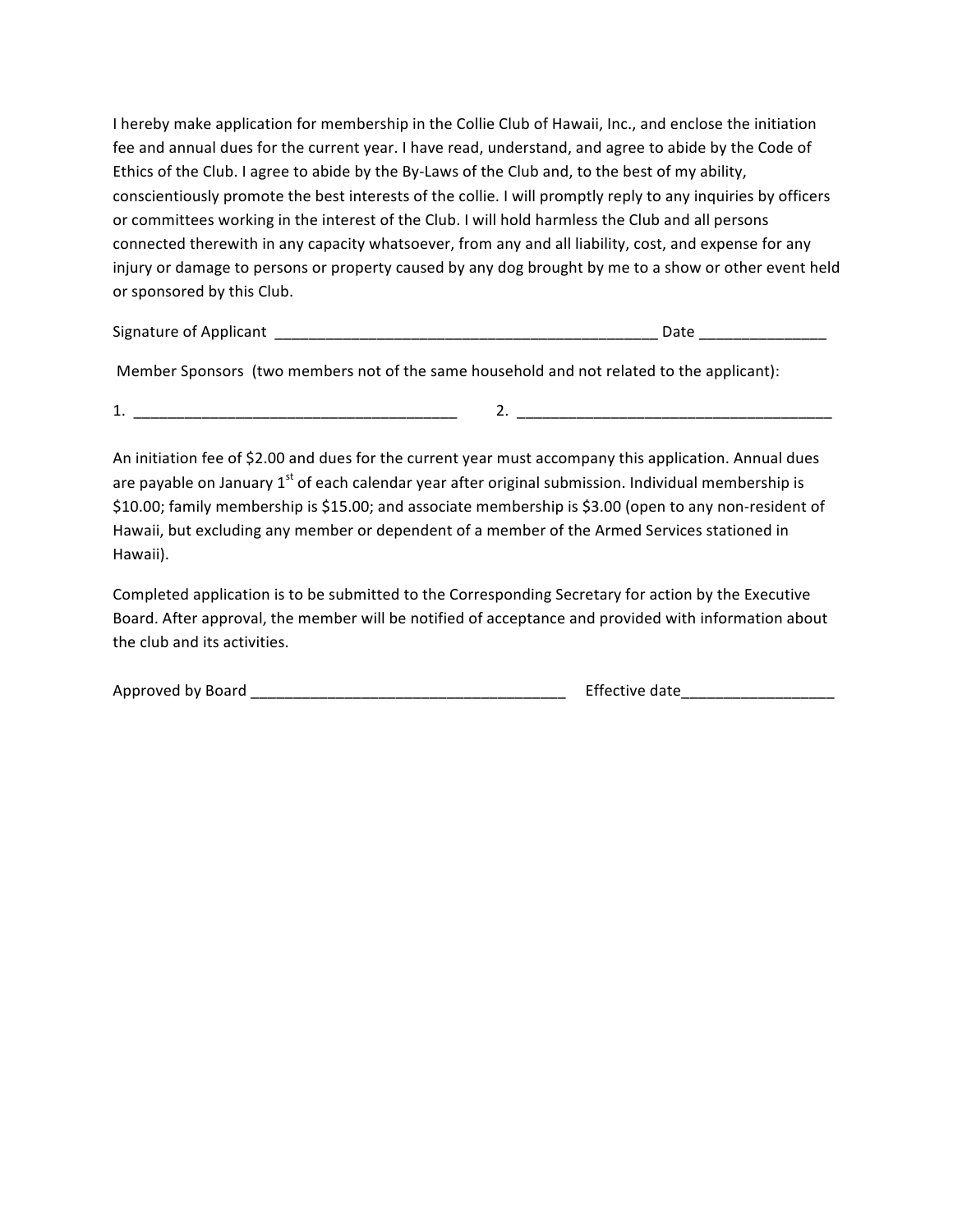I hereby make application for membership in the Collie Club of Hawaii, Inc., and enclose the initiation fee and annual dues for the current year. I have read, understand, and agree to abide by the Code of Ethics of the Club. I agree to abide by the By-Laws of the Club and, to the best of my ability, conscientiously promote the best interests of the collie. I will promptly reply to any inquiries by officers or committees working in the interest of the Club. I will hold harmless the Club and all persons connected therewith in any capacity whatsoever, from any and all liability, cost, and expense for any injury or damage to persons or property caused by any dog brought by me to a show or other event held or sponsored by this Club.

Signature of Applicant _______________________________________________ Date _______________

Member Sponsors (two members not of the same household and not related to the applicant):

1. ______________________________________ 2. ______________________________________

An initiation fee of $2.00 and dues for the current year must accompany this application. Annual dues are payable on January 1st of each calendar year after original submission. Individual membership is $10.00; family membership is $15.00; and associate membership is $3.00 (open to any non-resident of Hawaii, but excluding any member or dependent of a member of the Armed Services stationed in Hawaii).

Completed application is to be submitted to the Corresponding Secretary for action by the Executive Board. After approval, the member will be notified of acceptance and provided with information about the club and its activities.

Approved by Board _____________________________________ Effective date__________________